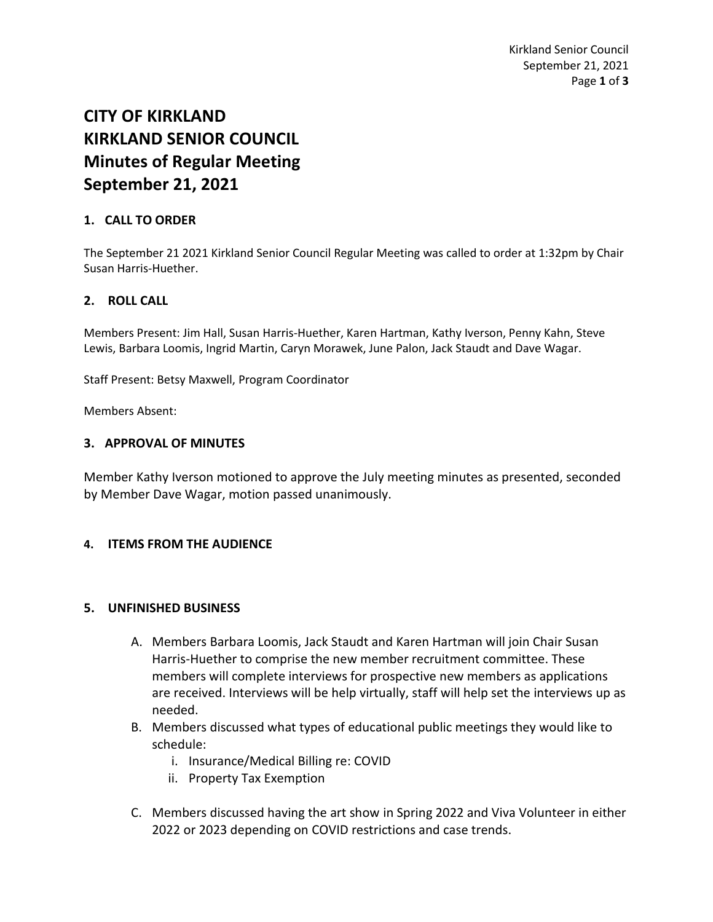# CITY OF KIRKLAND
# KIRKLAND SENIOR COUNCIL
# Minutes of Regular Meeting
# September 21, 2021

### 1. CALL TO ORDER

The September 21 2021 Kirkland Senior Council Regular Meeting was called to order at 1:32pm by Chair Susan Harris-Huether.

### 2. ROLL CALL

Members Present: Jim Hall, Susan Harris-Huether, Karen Hartman, Kathy Iverson, Penny Kahn, Steve Lewis, Barbara Loomis, Ingrid Martin, Caryn Morawek, June Palon, Jack Staudt and Dave Wagar.

Staff Present: Betsy Maxwell, Program Coordinator

Members Absent:

### 3. APPROVAL OF MINUTES

Member Kathy Iverson motioned to approve the July meeting minutes as presented, seconded by Member Dave Wagar, motion passed unanimously.

### 4. ITEMS FROM THE AUDIENCE

### 5. UNFINISHED BUSINESS

A. Members Barbara Loomis, Jack Staudt and Karen Hartman will join Chair Susan Harris-Huether to comprise the new member recruitment committee. These members will complete interviews for prospective new members as applications are received. Interviews will be help virtually, staff will help set the interviews up as needed.

B. Members discussed what types of educational public meetings they would like to schedule:
   i. Insurance/Medical Billing re: COVID
   ii. Property Tax Exemption

C. Members discussed having the art show in Spring 2022 and Viva Volunteer in either 2022 or 2023 depending on COVID restrictions and case trends.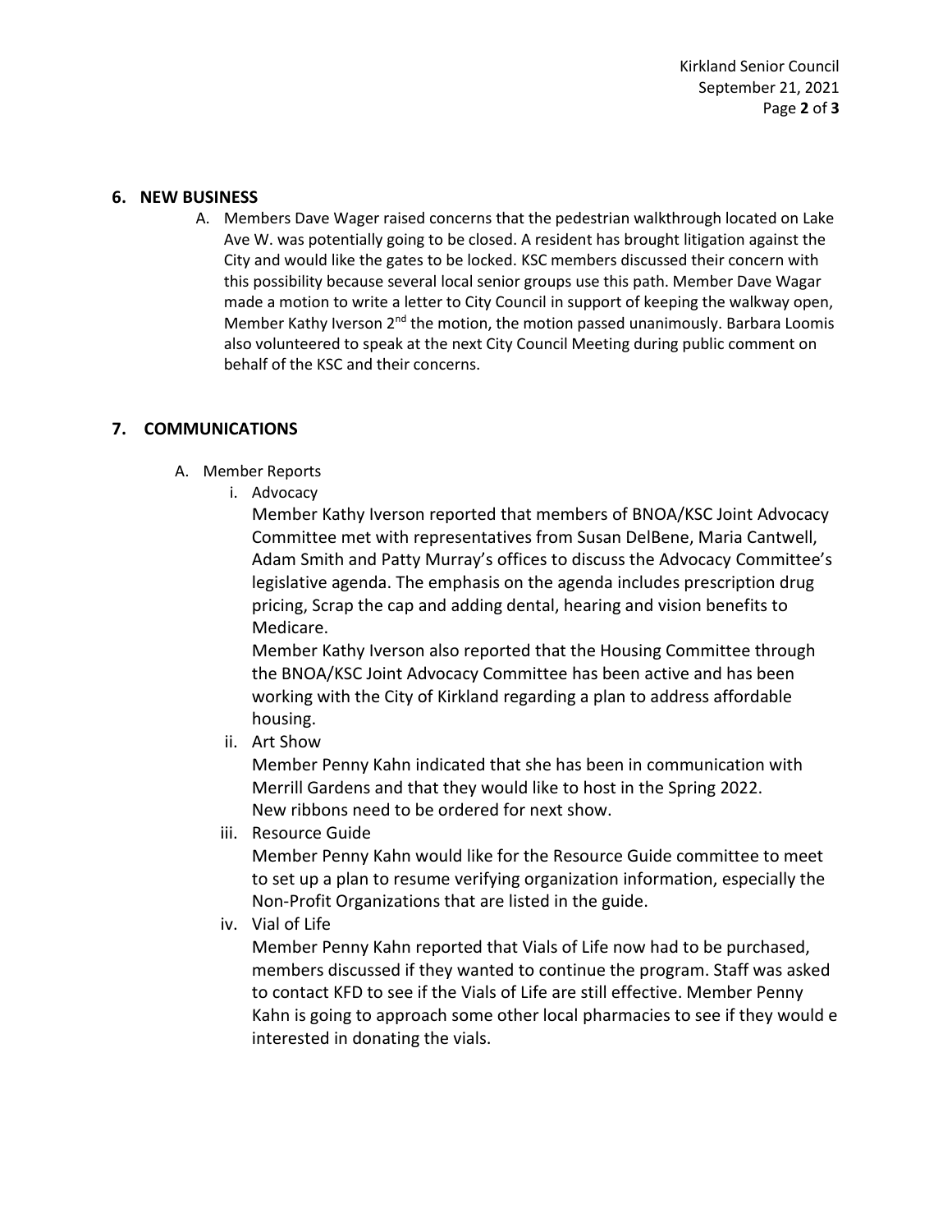## 6. NEW BUSINESS

A. Members Dave Wager raised concerns that the pedestrian walkthrough located on Lake Ave W. was potentially going to be closed. A resident has brought litigation against the City and would like the gates to be locked. KSC members discussed their concern with this possibility because several local senior groups use this path. Member Dave Wagar made a motion to write a letter to City Council in support of keeping the walkway open, Member Kathy Iverson 2nd the motion, the motion passed unanimously. Barbara Loomis also volunteered to speak at the next City Council Meeting during public comment on behalf of the KSC and their concerns.

## 7. COMMUNICATIONS

A. Member Reports

i. Advocacy

Member Kathy Iverson reported that members of BNOA/KSC Joint Advocacy Committee met with representatives from Susan DelBene, Maria Cantwell, Adam Smith and Patty Murray's offices to discuss the Advocacy Committee's legislative agenda. The emphasis on the agenda includes prescription drug pricing, Scrap the cap and adding dental, hearing and vision benefits to Medicare.

Member Kathy Iverson also reported that the Housing Committee through the BNOA/KSC Joint Advocacy Committee has been active and has been working with the City of Kirkland regarding a plan to address affordable housing.

ii. Art Show

Member Penny Kahn indicated that she has been in communication with Merrill Gardens and that they would like to host in the Spring 2022. New ribbons need to be ordered for next show.

iii. Resource Guide

Member Penny Kahn would like for the Resource Guide committee to meet to set up a plan to resume verifying organization information, especially the Non-Profit Organizations that are listed in the guide.

iv. Vial of Life

Member Penny Kahn reported that Vials of Life now had to be purchased, members discussed if they wanted to continue the program. Staff was asked to contact KFD to see if the Vials of Life are still effective. Member Penny Kahn is going to approach some other local pharmacies to see if they would e interested in donating the vials.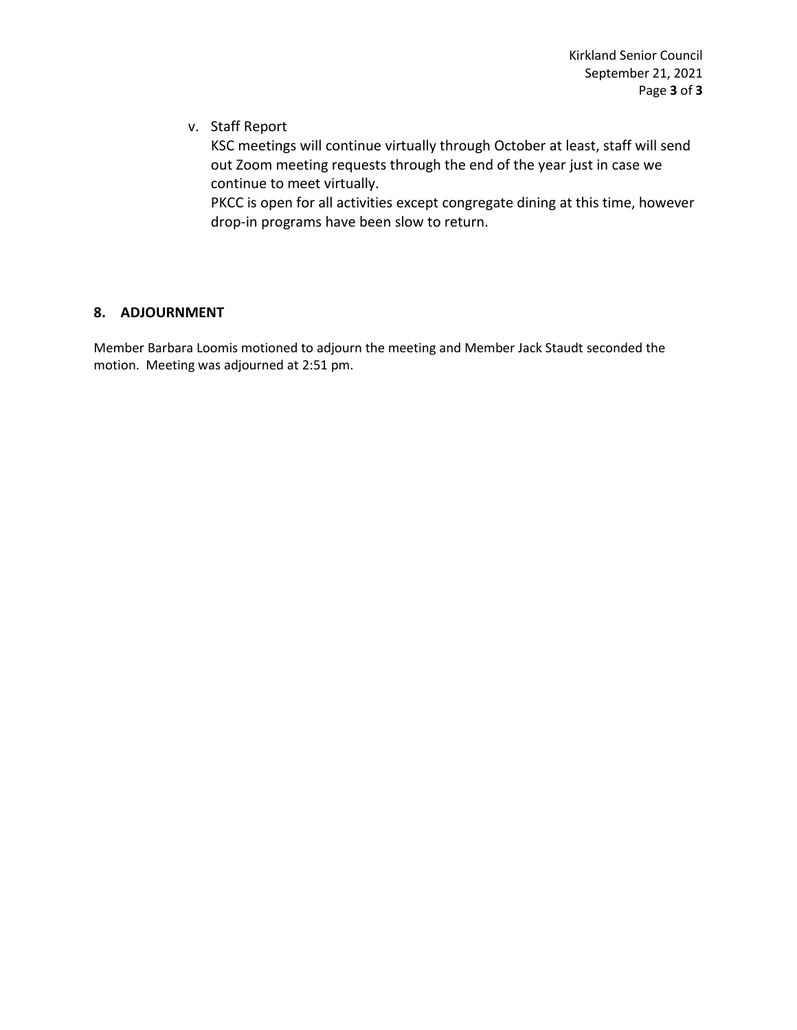v. Staff Report

   KSC meetings will continue virtually through October at least, staff will send out Zoom meeting requests through the end of the year just in case we continue to meet virtually.

   PKCC is open for all activities except congregate dining at this time, however drop-in programs have been slow to return.

## 8. ADJOURNMENT

Member Barbara Loomis motioned to adjourn the meeting and Member Jack Staudt seconded the motion. Meeting was adjourned at 2:51 pm.